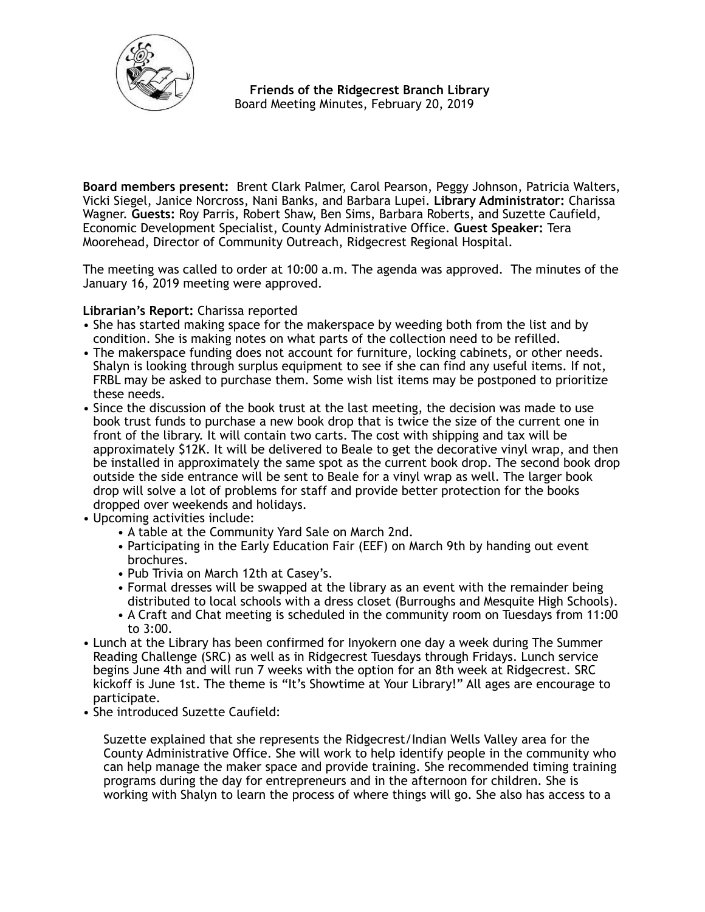**Friends of the Ridgecrest Branch Library**
Board Meeting Minutes, February 20, 2019

**Board members present:** Brent Clark Palmer, Carol Pearson, Peggy Johnson, Patricia Walters, Vicki Siegel, Janice Norcross, Nani Banks, and Barbara Lupei. **Library Administrator:** Charissa Wagner. **Guests:** Roy Parris, Robert Shaw, Ben Sims, Barbara Roberts, and Suzette Caufield, Economic Development Specialist, County Administrative Office. **Guest Speaker:** Tera Moorehead, Director of Community Outreach, Ridgecrest Regional Hospital.

The meeting was called to order at 10:00 a.m. The agenda was approved. The minutes of the January 16, 2019 meeting were approved.

**Librarian's Report:** Charissa reported

- She has started making space for the makerspace by weeding both from the list and by condition. She is making notes on what parts of the collection need to be refilled.
- The makerspace funding does not account for furniture, locking cabinets, or other needs. Shalyn is looking through surplus equipment to see if she can find any useful items. If not, FRBL may be asked to purchase them. Some wish list items may be postponed to prioritize these needs.
- Since the discussion of the book trust at the last meeting, the decision was made to use book trust funds to purchase a new book drop that is twice the size of the current one in front of the library. It will contain two carts. The cost with shipping and tax will be approximately $12K. It will be delivered to Beale to get the decorative vinyl wrap, and then be installed in approximately the same spot as the current book drop. The second book drop outside the side entrance will be sent to Beale for a vinyl wrap as well. The larger book drop will solve a lot of problems for staff and provide better protection for the books dropped over weekends and holidays.
- Upcoming activities include:
  - A table at the Community Yard Sale on March 2nd.
  - Participating in the Early Education Fair (EEF) on March 9th by handing out event brochures.
  - Pub Trivia on March 12th at Casey's.
  - Formal dresses will be swapped at the library as an event with the remainder being distributed to local schools with a dress closet (Burroughs and Mesquite High Schools).
  - A Craft and Chat meeting is scheduled in the community room on Tuesdays from 11:00 to 3:00.
- Lunch at the Library has been confirmed for Inyokern one day a week during The Summer Reading Challenge (SRC) as well as in Ridgecrest Tuesdays through Fridays. Lunch service begins June 4th and will run 7 weeks with the option for an 8th week at Ridgecrest. SRC kickoff is June 1st. The theme is "It's Showtime at Your Library!" All ages are encourage to participate.
- She introduced Suzette Caufield:

  Suzette explained that she represents the Ridgecrest/Indian Wells Valley area for the County Administrative Office. She will work to help identify people in the community who can help manage the maker space and provide training. She recommended timing training programs during the day for entrepreneurs and in the afternoon for children. She is working with Shalyn to learn the process of where things will go. She also has access to a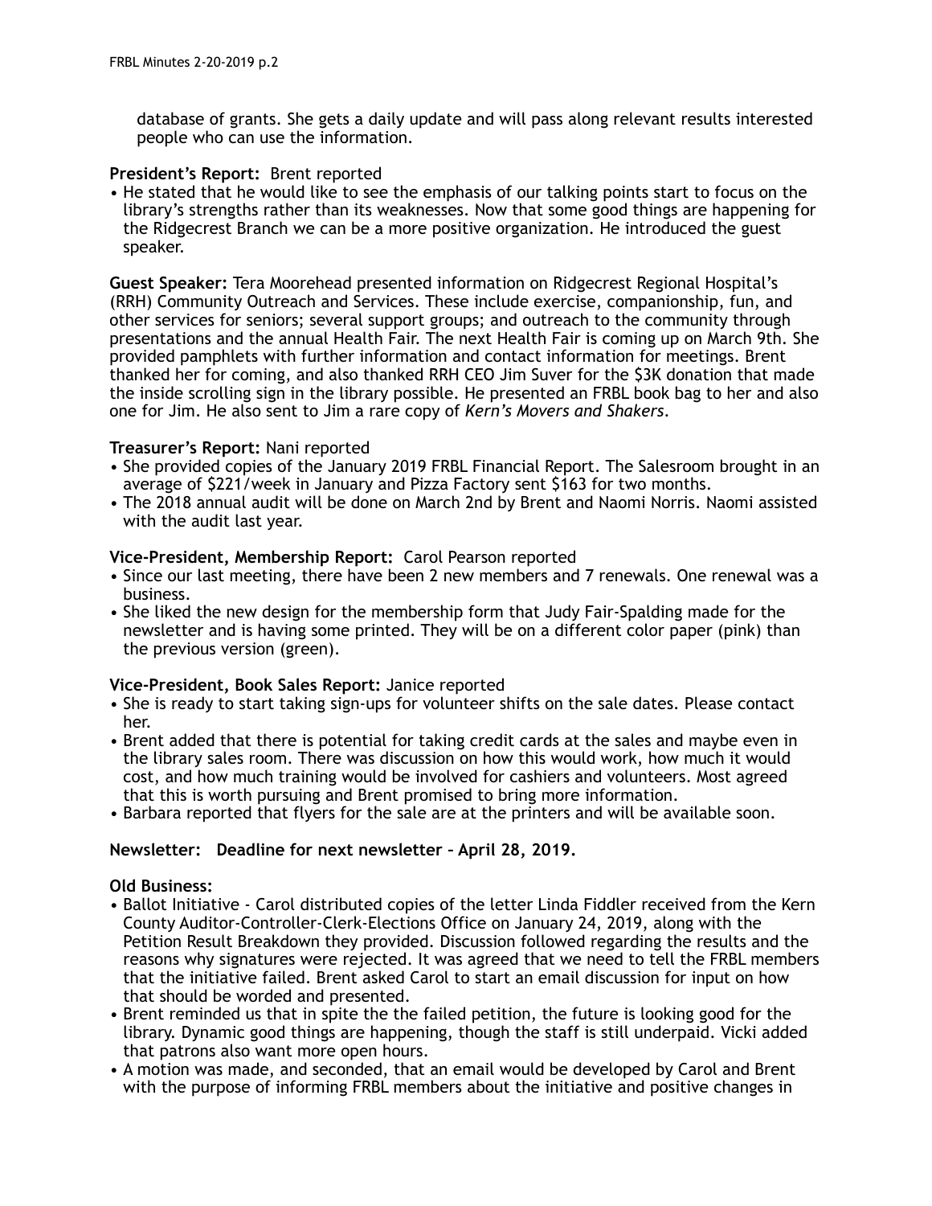database of grants. She gets a daily update and will pass along relevant results interested people who can use the information.

**President's Report:** Brent reported

- He stated that he would like to see the emphasis of our talking points start to focus on the library's strengths rather than its weaknesses. Now that some good things are happening for the Ridgecrest Branch we can be a more positive organization. He introduced the guest speaker.

**Guest Speaker:** Tera Moorehead presented information on Ridgecrest Regional Hospital's (RRH) Community Outreach and Services. These include exercise, companionship, fun, and other services for seniors; several support groups; and outreach to the community through presentations and the annual Health Fair. The next Health Fair is coming up on March 9th. She provided pamphlets with further information and contact information for meetings. Brent thanked her for coming, and also thanked RRH CEO Jim Suver for the $3K donation that made the inside scrolling sign in the library possible. He presented an FRBL book bag to her and also one for Jim. He also sent to Jim a rare copy of *Kern's Movers and Shakers*.

**Treasurer's Report:** Nani reported

- She provided copies of the January 2019 FRBL Financial Report. The Salesroom brought in an average of $221/week in January and Pizza Factory sent $163 for two months.
- The 2018 annual audit will be done on March 2nd by Brent and Naomi Norris. Naomi assisted with the audit last year.

**Vice-President, Membership Report:** Carol Pearson reported

- Since our last meeting, there have been 2 new members and 7 renewals. One renewal was a business.
- She liked the new design for the membership form that Judy Fair-Spalding made for the newsletter and is having some printed. They will be on a different color paper (pink) than the previous version (green).

**Vice-President, Book Sales Report:** Janice reported

- She is ready to start taking sign-ups for volunteer shifts on the sale dates. Please contact her.
- Brent added that there is potential for taking credit cards at the sales and maybe even in the library sales room. There was discussion on how this would work, how much it would cost, and how much training would be involved for cashiers and volunteers. Most agreed that this is worth pursuing and Brent promised to bring more information.
- Barbara reported that flyers for the sale are at the printers and will be available soon.

**Newsletter: Deadline for next newsletter – April 28, 2019.**

**Old Business:**

- Ballot Initiative - Carol distributed copies of the letter Linda Fiddler received from the Kern County Auditor-Controller-Clerk-Elections Office on January 24, 2019, along with the Petition Result Breakdown they provided. Discussion followed regarding the results and the reasons why signatures were rejected. It was agreed that we need to tell the FRBL members that the initiative failed. Brent asked Carol to start an email discussion for input on how that should be worded and presented.
- Brent reminded us that in spite the the failed petition, the future is looking good for the library. Dynamic good things are happening, though the staff is still underpaid. Vicki added that patrons also want more open hours.
- A motion was made, and seconded, that an email would be developed by Carol and Brent with the purpose of informing FRBL members about the initiative and positive changes in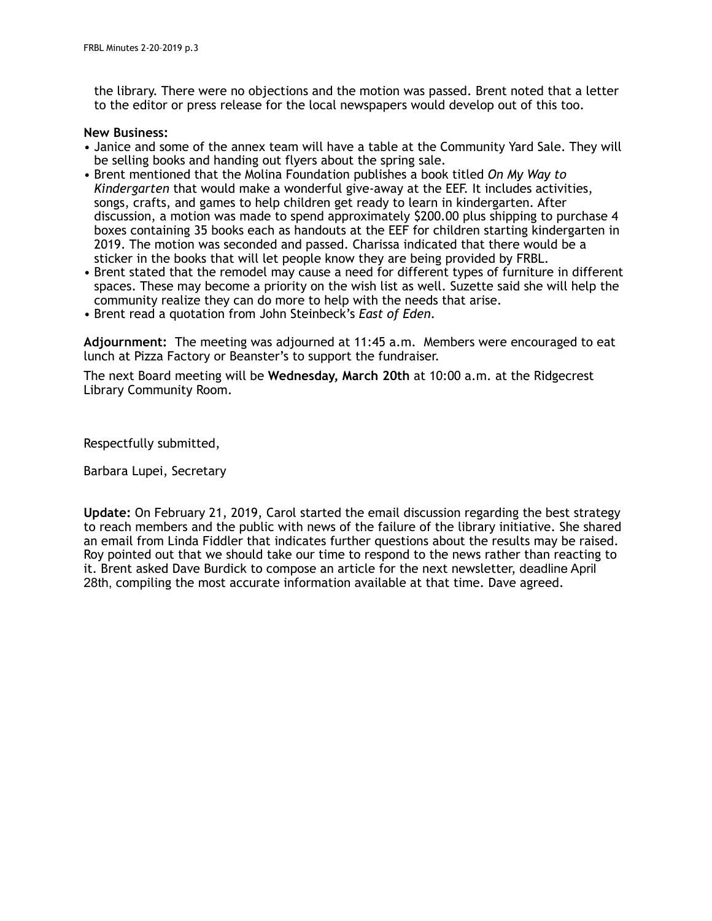the library. There were no objections and the motion was passed. Brent noted that a letter to the editor or press release for the local newspapers would develop out of this too.

**New Business:**

- Janice and some of the annex team will have a table at the Community Yard Sale. They will be selling books and handing out flyers about the spring sale.
- Brent mentioned that the Molina Foundation publishes a book titled *On My Way to Kindergarten* that would make a wonderful give-away at the EEF. It includes activities, songs, crafts, and games to help children get ready to learn in kindergarten. After discussion, a motion was made to spend approximately $200.00 plus shipping to purchase 4 boxes containing 35 books each as handouts at the EEF for children starting kindergarten in 2019. The motion was seconded and passed. Charissa indicated that there would be a sticker in the books that will let people know they are being provided by FRBL.
- Brent stated that the remodel may cause a need for different types of furniture in different spaces. These may become a priority on the wish list as well. Suzette said she will help the community realize they can do more to help with the needs that arise.
- Brent read a quotation from John Steinbeck's *East of Eden*.

**Adjournment:** The meeting was adjourned at 11:45 a.m. Members were encouraged to eat lunch at Pizza Factory or Beanster's to support the fundraiser.

The next Board meeting will be **Wednesday, March 20th** at 10:00 a.m. at the Ridgecrest Library Community Room.

Respectfully submitted,

Barbara Lupei, Secretary

**Update:** On February 21, 2019, Carol started the email discussion regarding the best strategy to reach members and the public with news of the failure of the library initiative. She shared an email from Linda Fiddler that indicates further questions about the results may be raised. Roy pointed out that we should take our time to respond to the news rather than reacting to it. Brent asked Dave Burdick to compose an article for the next newsletter, deadline April 28th, compiling the most accurate information available at that time. Dave agreed.